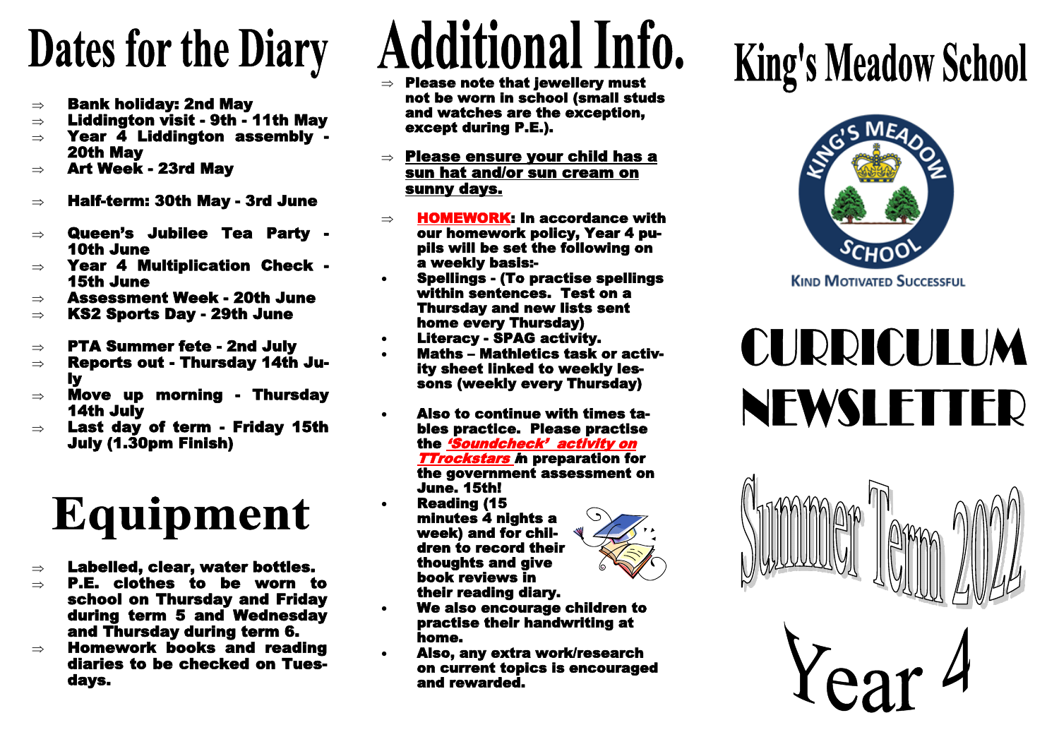# King's Meadow School

KIND MOTIVATED SUCCESSFUL

# CURRICULUM NEWSLETTER

## Summer Term 2022

## Year 4

# Dates for the Diary

- Bank holiday: 2nd May
- Liddington visit - 9th - 11th May
- Year 4 Liddington assembly - 20th May
- Art Week - 23rd May
- Half-term: 30th May - 3rd June
- Queen's Jubilee Tea Party - 10th June
- Year 4 Multiplication Check - 15th June
- Assessment Week - 20th June
- KS2 Sports Day - 29th June
- PTA Summer fete - 2nd July
- Reports out - Thursday 14th July
- Move up morning - Thursday 14th July
- Last day of term - Friday 15th July (1.30pm Finish)

# Equipment

- Labelled, clear, water bottles.
- P.E. clothes to be worn to school on Thursday and Friday during term 5 and Wednesday and Thursday during term 6.
- Homework books and reading diaries to be checked on Tuesdays.

# Additional Info.

- Please note that jewellery must not be worn in school (small studs and watches are the exception, except during P.E.).
- **Please ensure your child has a sun hat and/or sun cream on sunny days.**
- **HOMEWORK**: In accordance with our homework policy, Year 4 pupils will be set the following on a weekly basis:-
  - Spellings - (To practise spellings within sentences. Test on a Thursday and new lists sent home every Thursday)
  - Literacy - SPAG activity.
  - Maths – Mathletics task or activity sheet linked to weekly lessons (weekly every Thursday)
  - Also to continue with times tables practice. Please practise the ***'Soundcheck' activity on TTrockstars*** in preparation for the government assessment on June. 15th!
  - Reading (15 minutes 4 nights a week) and for children to record their thoughts and give book reviews in their reading diary.
  - We also encourage children to practise their handwriting at home.
  - Also, any extra work/research on current topics is encouraged and rewarded.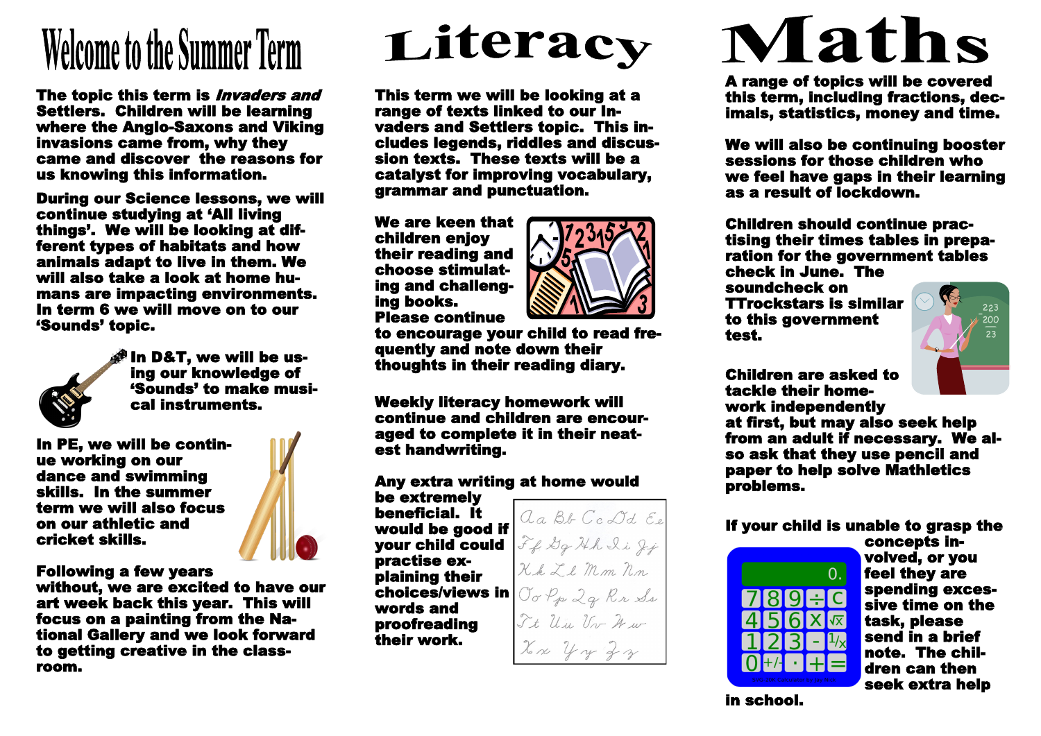# Welcome to the Summer Term

The topic this term is *Invaders and Settlers*. Children will be learning where the Anglo-Saxons and Viking invasions came from, why they came and discover the reasons for us knowing this information.

During our Science lessons, we will continue studying at 'All living things'. We will be looking at different types of habitats and how animals adapt to live in them. We will also take a look at how humans are impacting environments. In term 6 we will move on to our 'Sounds' topic.

In D&T, we will be using our knowledge of 'Sounds' to make musical instruments.

In PE, we will be continue working on our dance and swimming skills. In the summer term we will also focus on our athletic and cricket skills.

Following a few years without, we are excited to have our art week back this year. This will focus on a painting from the National Gallery and we look forward to getting creative in the classroom.

# Literacy

This term we will be looking at a range of texts linked to our Invaders and Settlers topic. This includes legends, riddles and discussion texts. These texts will be a catalyst for improving vocabulary, grammar and punctuation.

We are keen that children enjoy their reading and choose stimulating and challenging books. Please continue to encourage your child to read frequently and note down their thoughts in their reading diary.

Weekly literacy homework will continue and children are encouraged to complete it in their neatest handwriting.

Any extra writing at home would be extremely beneficial. It would be good if your child could practise explaining their choices/views in words and proofreading their work.

# Maths

A range of topics will be covered this term, including fractions, decimals, statistics, money and time.

We will also be continuing booster sessions for those children who we feel have gaps in their learning as a result of lockdown.

Children should continue practising their times tables in preparation for the government tables check in June. The soundcheck on TTrockstars is similar to this government test.

Children are asked to tackle their homework independently at first, but may also seek help from an adult if necessary. We also ask that they use pencil and paper to help solve Mathletics problems.

If your child is unable to grasp the concepts involved, or you feel they are spending excessive time on the task, please send in a brief note. The children can then seek extra help in school.